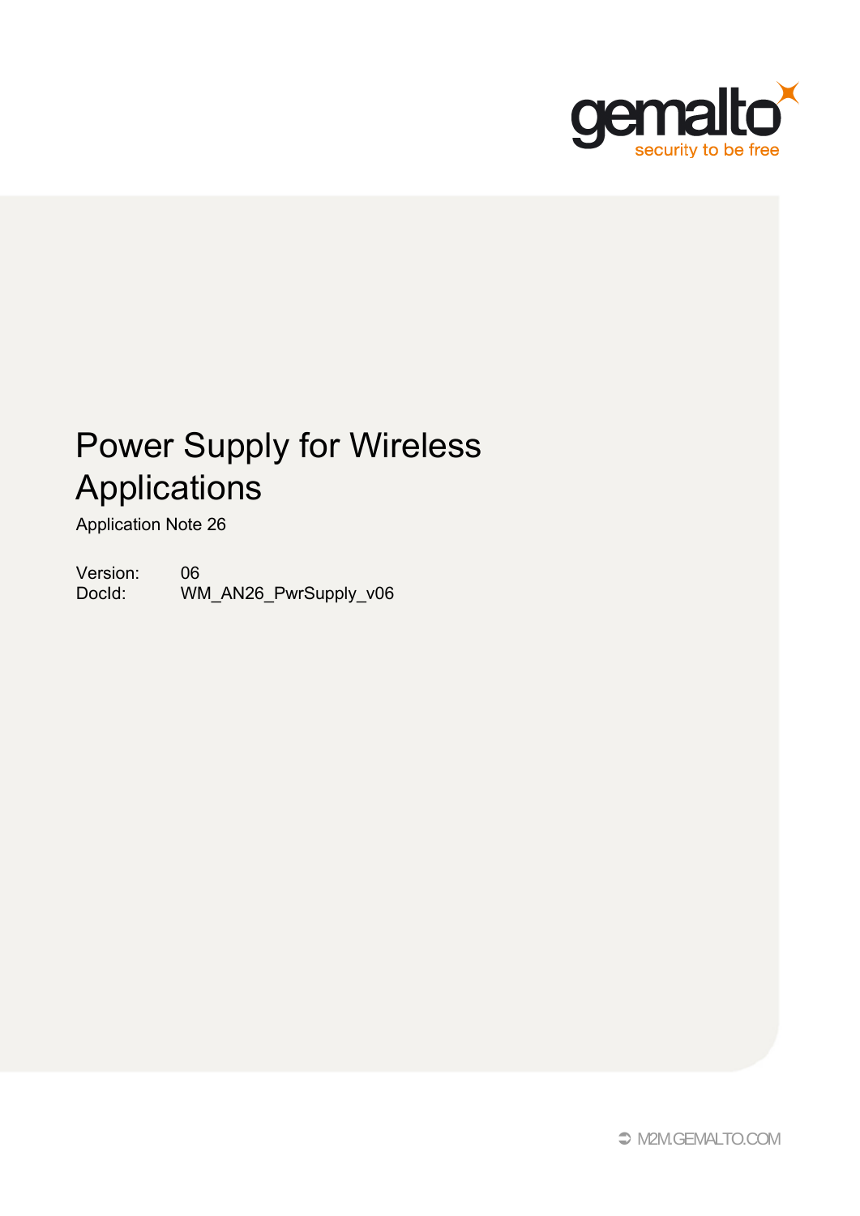# Power Supply for Wireless Applications

Application Note 26

Version: 06
DocId: WM_AN26_PwrSupply_v06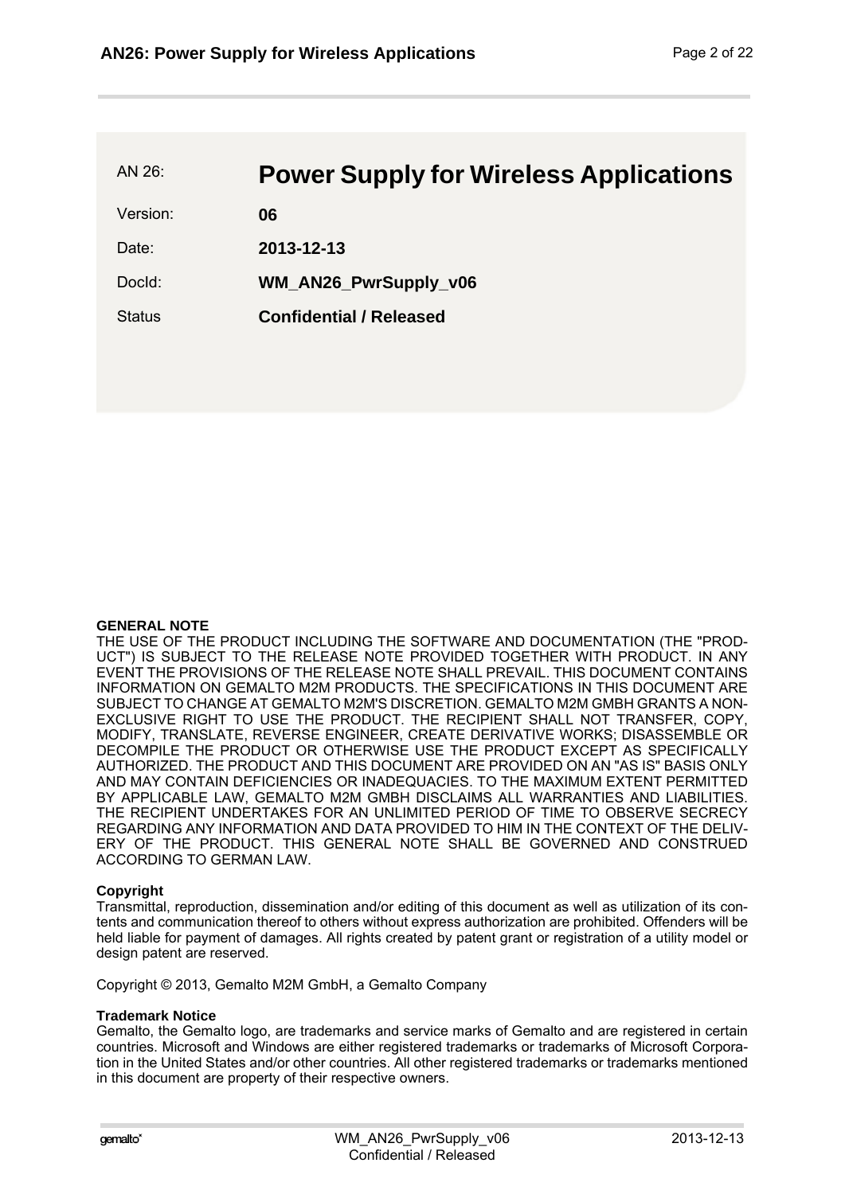| AN 26: | **Power Supply for Wireless Applications** |
| --- | --- |
| Version: | **06** |
| Date: | **2013-12-13** |
| DocId: | **WM_AN26_PwrSupply_v06** |
| Status | **Confidential / Released** |

**GENERAL NOTE**

THE USE OF THE PRODUCT INCLUDING THE SOFTWARE AND DOCUMENTATION (THE "PRODUCT") IS SUBJECT TO THE RELEASE NOTE PROVIDED TOGETHER WITH PRODUCT. IN ANY EVENT THE PROVISIONS OF THE RELEASE NOTE SHALL PREVAIL. THIS DOCUMENT CONTAINS INFORMATION ON GEMALTO M2M PRODUCTS. THE SPECIFICATIONS IN THIS DOCUMENT ARE SUBJECT TO CHANGE AT GEMALTO M2M'S DISCRETION. GEMALTO M2M GMBH GRANTS A NON-EXCLUSIVE RIGHT TO USE THE PRODUCT. THE RECIPIENT SHALL NOT TRANSFER, COPY, MODIFY, TRANSLATE, REVERSE ENGINEER, CREATE DERIVATIVE WORKS; DISASSEMBLE OR DECOMPILE THE PRODUCT OR OTHERWISE USE THE PRODUCT EXCEPT AS SPECIFICALLY AUTHORIZED. THE PRODUCT AND THIS DOCUMENT ARE PROVIDED ON AN "AS IS" BASIS ONLY AND MAY CONTAIN DEFICIENCIES OR INADEQUACIES. TO THE MAXIMUM EXTENT PERMITTED BY APPLICABLE LAW, GEMALTO M2M GMBH DISCLAIMS ALL WARRANTIES AND LIABILITIES. THE RECIPIENT UNDERTAKES FOR AN UNLIMITED PERIOD OF TIME TO OBSERVE SECRECY REGARDING ANY INFORMATION AND DATA PROVIDED TO HIM IN THE CONTEXT OF THE DELIVERY OF THE PRODUCT. THIS GENERAL NOTE SHALL BE GOVERNED AND CONSTRUED ACCORDING TO GERMAN LAW.

**Copyright**

Transmittal, reproduction, dissemination and/or editing of this document as well as utilization of its contents and communication thereof to others without express authorization are prohibited. Offenders will be held liable for payment of damages. All rights created by patent grant or registration of a utility model or design patent are reserved.

Copyright © 2013, Gemalto M2M GmbH, a Gemalto Company

**Trademark Notice**

Gemalto, the Gemalto logo, are trademarks and service marks of Gemalto and are registered in certain countries. Microsoft and Windows are either registered trademarks or trademarks of Microsoft Corporation in the United States and/or other countries. All other registered trademarks or trademarks mentioned in this document are property of their respective owners.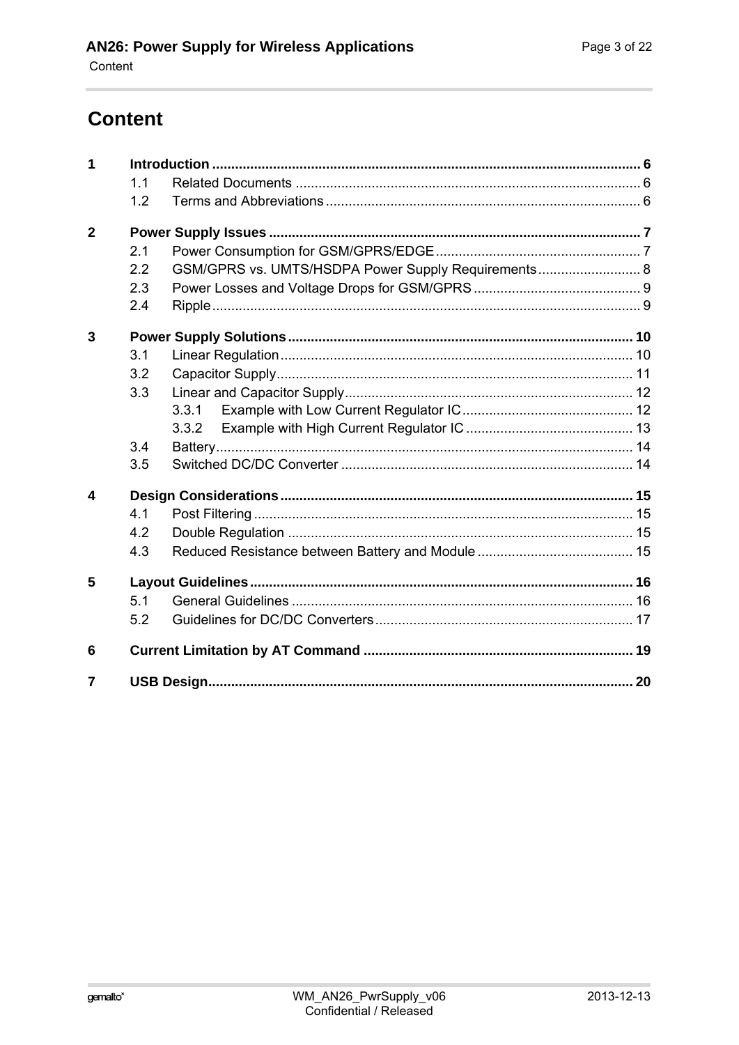# Content

**1 Introduction ... 6**

- 1.1 Related Documents ... 6
- 1.2 Terms and Abbreviations ... 6

**2 Power Supply Issues ... 7**

- 2.1 Power Consumption for GSM/GPRS/EDGE ... 7
- 2.2 GSM/GPRS vs. UMTS/HSDPA Power Supply Requirements ... 8
- 2.3 Power Losses and Voltage Drops for GSM/GPRS ... 9
- 2.4 Ripple ... 9

**3 Power Supply Solutions ... 10**

- 3.1 Linear Regulation ... 10
- 3.2 Capacitor Supply ... 11
- 3.3 Linear and Capacitor Supply ... 12
  - 3.3.1 Example with Low Current Regulator IC ... 12
  - 3.3.2 Example with High Current Regulator IC ... 13
- 3.4 Battery ... 14
- 3.5 Switched DC/DC Converter ... 14

**4 Design Considerations ... 15**

- 4.1 Post Filtering ... 15
- 4.2 Double Regulation ... 15
- 4.3 Reduced Resistance between Battery and Module ... 15

**5 Layout Guidelines ... 16**

- 5.1 General Guidelines ... 16
- 5.2 Guidelines for DC/DC Converters ... 17

**6 Current Limitation by AT Command ... 19**

**7 USB Design ... 20**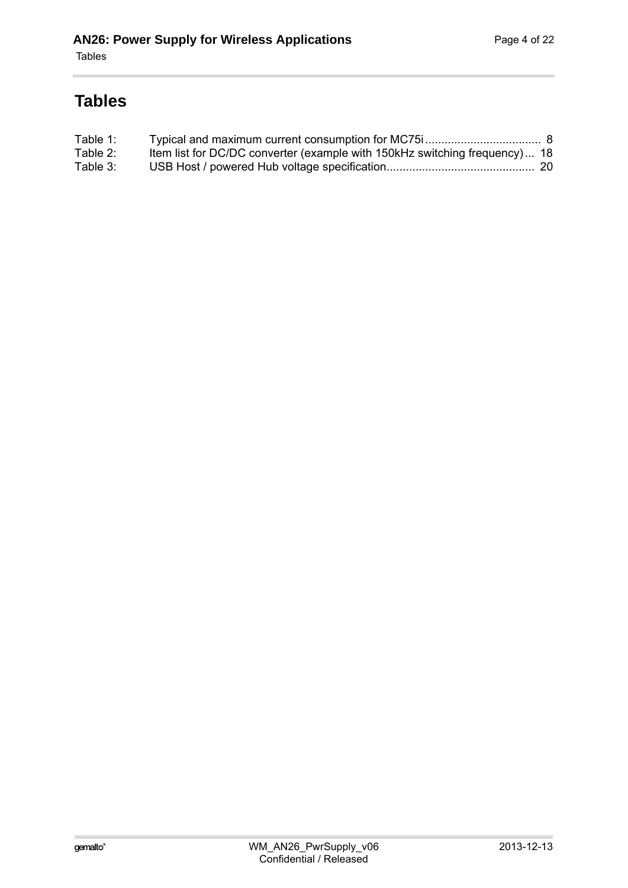# Tables

Table 1: Typical and maximum current consumption for MC75i .................................... 8
Table 2: Item list for DC/DC converter (example with 150kHz switching frequency) ... 18
Table 3: USB Host / powered Hub voltage specification............................................. 20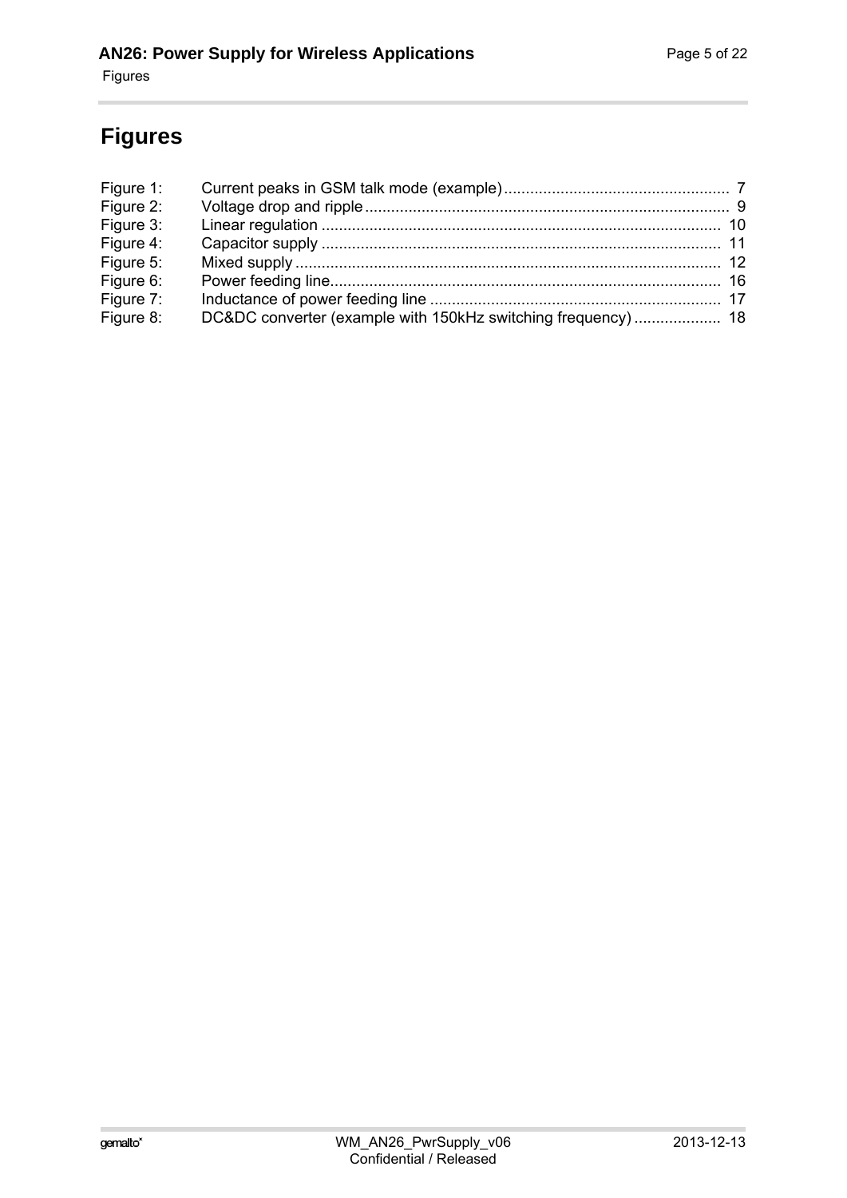# Figures

| | | |
|---|---|---|
| Figure 1: | Current peaks in GSM talk mode (example) | 7 |
| Figure 2: | Voltage drop and ripple | 9 |
| Figure 3: | Linear regulation | 10 |
| Figure 4: | Capacitor supply | 11 |
| Figure 5: | Mixed supply | 12 |
| Figure 6: | Power feeding line | 16 |
| Figure 7: | Inductance of power feeding line | 17 |
| Figure 8: | DC&DC converter (example with 150kHz switching frequency) | 18 |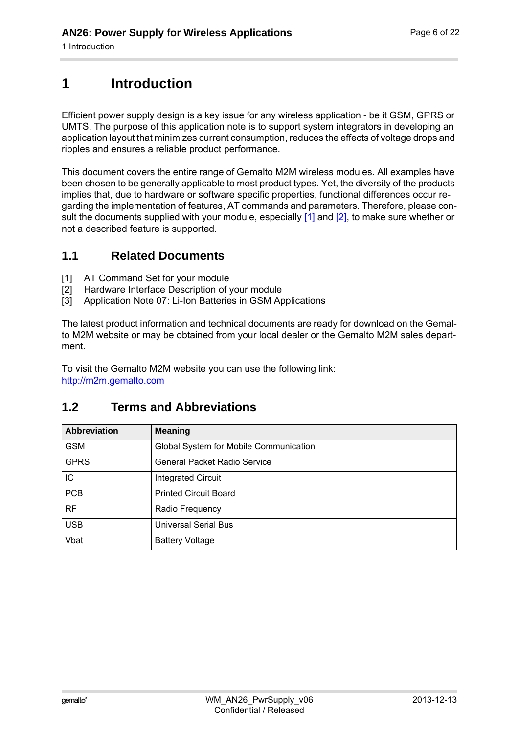# 1 Introduction

Efficient power supply design is a key issue for any wireless application - be it GSM, GPRS or UMTS. The purpose of this application note is to support system integrators in developing an application layout that minimizes current consumption, reduces the effects of voltage drops and ripples and ensures a reliable product performance.

This document covers the entire range of Gemalto M2M wireless modules. All examples have been chosen to be generally applicable to most product types. Yet, the diversity of the products implies that, due to hardware or software specific properties, functional differences occur regarding the implementation of features, AT commands and parameters. Therefore, please consult the documents supplied with your module, especially [1] and [2], to make sure whether or not a described feature is supported.

## 1.1 Related Documents

[1] AT Command Set for your module
[2] Hardware Interface Description of your module
[3] Application Note 07: Li-Ion Batteries in GSM Applications

The latest product information and technical documents are ready for download on the Gemalto M2M website or may be obtained from your local dealer or the Gemalto M2M sales department.

To visit the Gemalto M2M website you can use the following link:
http://m2m.gemalto.com

## 1.2 Terms and Abbreviations

| Abbreviation | Meaning |
|---|---|
| GSM | Global System for Mobile Communication |
| GPRS | General Packet Radio Service |
| IC | Integrated Circuit |
| PCB | Printed Circuit Board |
| RF | Radio Frequency |
| USB | Universal Serial Bus |
| Vbat | Battery Voltage |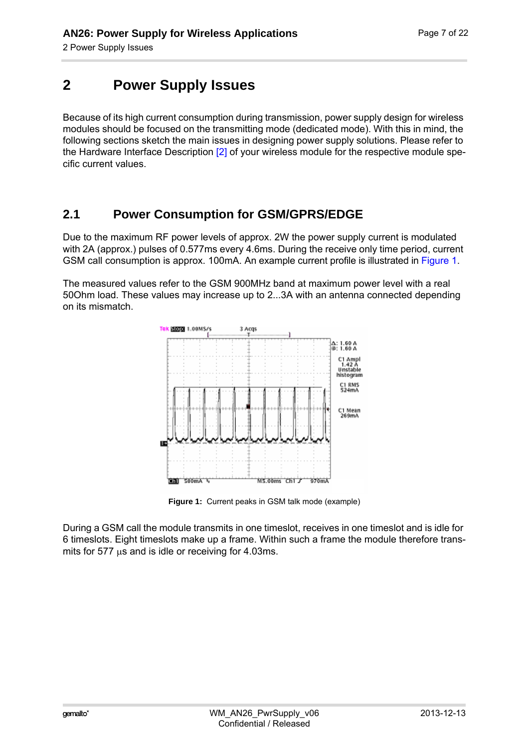# 2 Power Supply Issues

Because of its high current consumption during transmission, power supply design for wireless modules should be focused on the transmitting mode (dedicated mode). With this in mind, the following sections sketch the main issues in designing power supply solutions. Please refer to the Hardware Interface Description [2] of your wireless module for the respective module specific current values.

## 2.1 Power Consumption for GSM/GPRS/EDGE

Due to the maximum RF power levels of approx. 2W the power supply current is modulated with 2A (approx.) pulses of 0.577ms every 4.6ms. During the receive only time period, current GSM call consumption is approx. 100mA. An example current profile is illustrated in Figure 1.

The measured values refer to the GSM 900MHz band at maximum power level with a real 50Ohm load. These values may increase up to 2...3A with an antenna connected depending on its mismatch.

**Figure 1:** Current peaks in GSM talk mode (example)

During a GSM call the module transmits in one timeslot, receives in one timeslot and is idle for 6 timeslots. Eight timeslots make up a frame. Within such a frame the module therefore transmits for 577 µs and is idle or receiving for 4.03ms.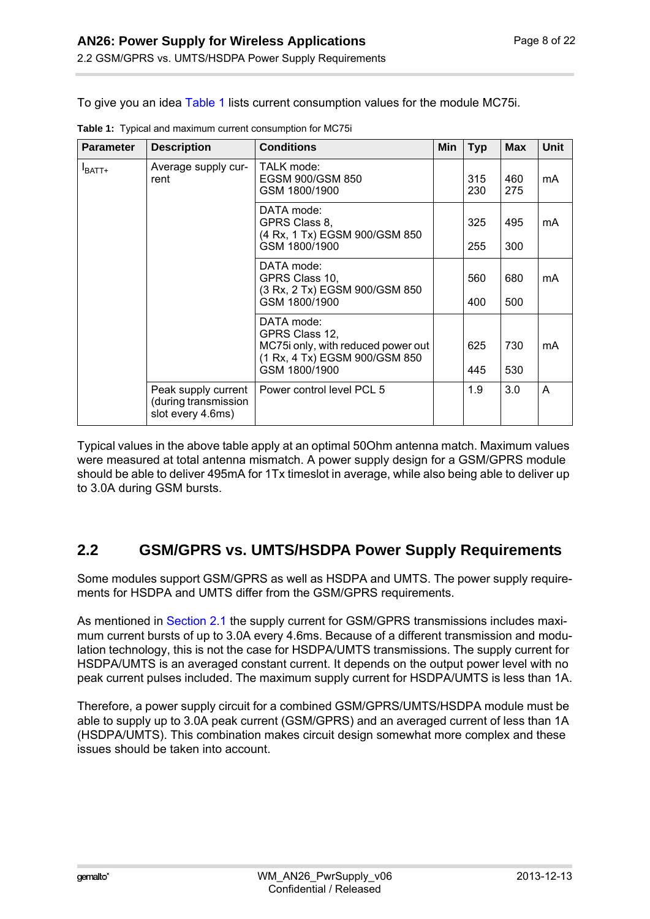To give you an idea Table 1 lists current consumption values for the module MC75i.

**Table 1:** Typical and maximum current consumption for MC75i

| Parameter | Description | Conditions | Min | Typ | Max | Unit |
|---|---|---|---|---|---|---|
| $I_{BATT+}$ | Average supply current | TALK mode:<br>EGSM 900/GSM 850<br>GSM 1800/1900 | | 315<br>230 | 460<br>275 | mA |
| | | DATA mode:<br>GPRS Class 8,<br>(4 Rx, 1 Tx) EGSM 900/GSM 850<br>GSM 1800/1900 | | 325<br>255 | 495<br>300 | mA |
| | | DATA mode:<br>GPRS Class 10,<br>(3 Rx, 2 Tx) EGSM 900/GSM 850<br>GSM 1800/1900 | | 560<br>400 | 680<br>500 | mA |
| | | DATA mode:<br>GPRS Class 12,<br>MC75i only, with reduced power out<br>(1 Rx, 4 Tx) EGSM 900/GSM 850<br>GSM 1800/1900 | | 625<br>445 | 730<br>530 | mA |
| | Peak supply current (during transmission slot every 4.6ms) | Power control level PCL 5 | | 1.9 | 3.0 | A |

Typical values in the above table apply at an optimal 50Ohm antenna match. Maximum values were measured at total antenna mismatch. A power supply design for a GSM/GPRS module should be able to deliver 495mA for 1Tx timeslot in average, while also being able to deliver up to 3.0A during GSM bursts.

## 2.2 GSM/GPRS vs. UMTS/HSDPA Power Supply Requirements

Some modules support GSM/GPRS as well as HSDPA and UMTS. The power supply requirements for HSDPA and UMTS differ from the GSM/GPRS requirements.

As mentioned in Section 2.1 the supply current for GSM/GPRS transmissions includes maximum current bursts of up to 3.0A every 4.6ms. Because of a different transmission and modulation technology, this is not the case for HSDPA/UMTS transmissions. The supply current for HSDPA/UMTS is an averaged constant current. It depends on the output power level with no peak current pulses included. The maximum supply current for HSDPA/UMTS is less than 1A.

Therefore, a power supply circuit for a combined GSM/GPRS/UMTS/HSDPA module must be able to supply up to 3.0A peak current (GSM/GPRS) and an averaged current of less than 1A (HSDPA/UMTS). This combination makes circuit design somewhat more complex and these issues should be taken into account.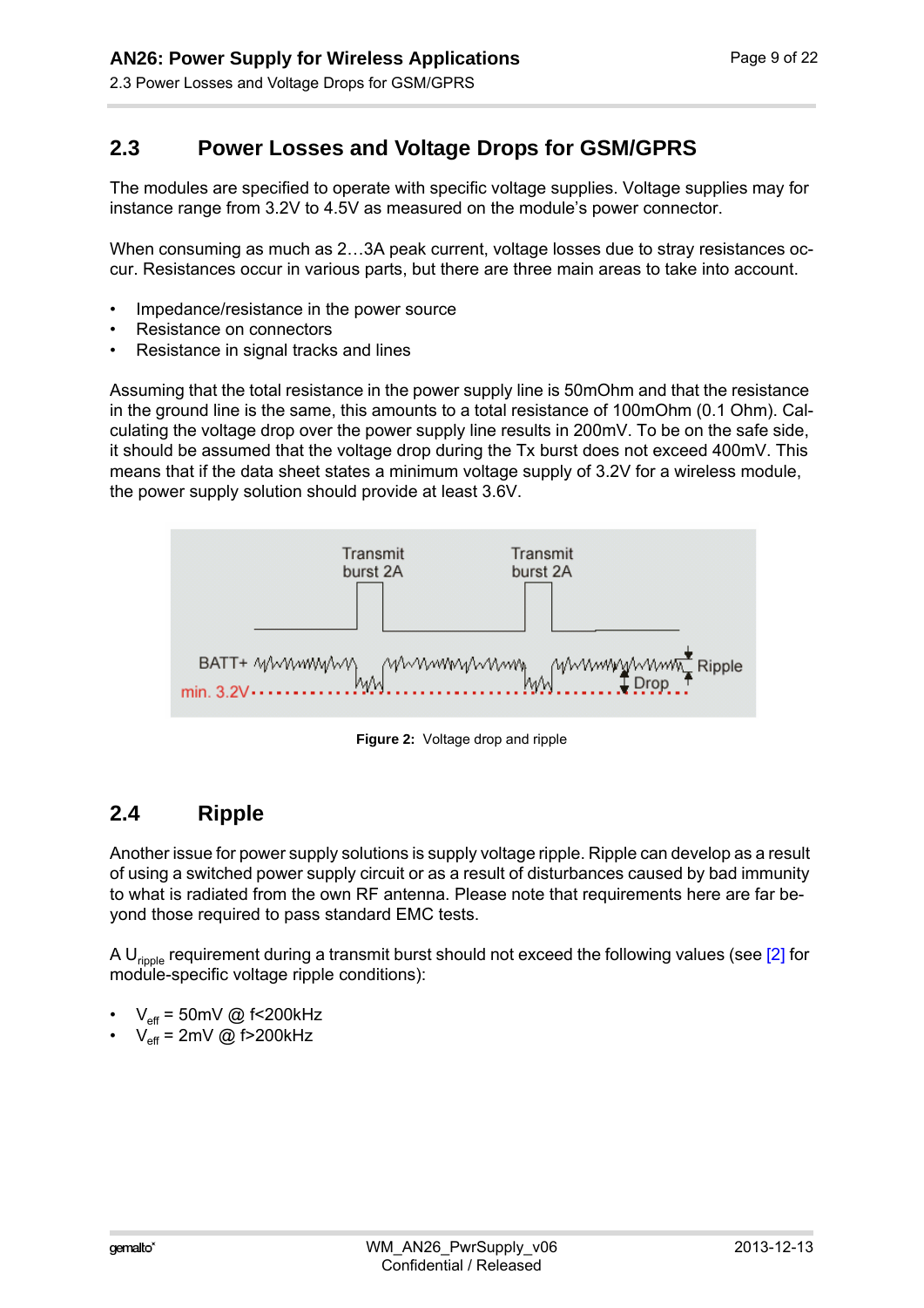## 2.3 Power Losses and Voltage Drops for GSM/GPRS

The modules are specified to operate with specific voltage supplies. Voltage supplies may for instance range from 3.2V to 4.5V as measured on the module's power connector.

When consuming as much as 2…3A peak current, voltage losses due to stray resistances occur. Resistances occur in various parts, but there are three main areas to take into account.

- Impedance/resistance in the power source
- Resistance on connectors
- Resistance in signal tracks and lines

Assuming that the total resistance in the power supply line is 50mOhm and that the resistance in the ground line is the same, this amounts to a total resistance of 100mOhm (0.1 Ohm). Calculating the voltage drop over the power supply line results in 200mV. To be on the safe side, it should be assumed that the voltage drop during the Tx burst does not exceed 400mV. This means that if the data sheet states a minimum voltage supply of 3.2V for a wireless module, the power supply solution should provide at least 3.6V.

**Figure 2:** Voltage drop and ripple

## 2.4 Ripple

Another issue for power supply solutions is supply voltage ripple. Ripple can develop as a result of using a switched power supply circuit or as a result of disturbances caused by bad immunity to what is radiated from the own RF antenna. Please note that requirements here are far beyond those required to pass standard EMC tests.

A $U_{ripple}$ requirement during a transmit burst should not exceed the following values (see [2] for module-specific voltage ripple conditions):

- $V_{eff}$ = 50mV @ f<200kHz
- $V_{eff}$ = 2mV @ f>200kHz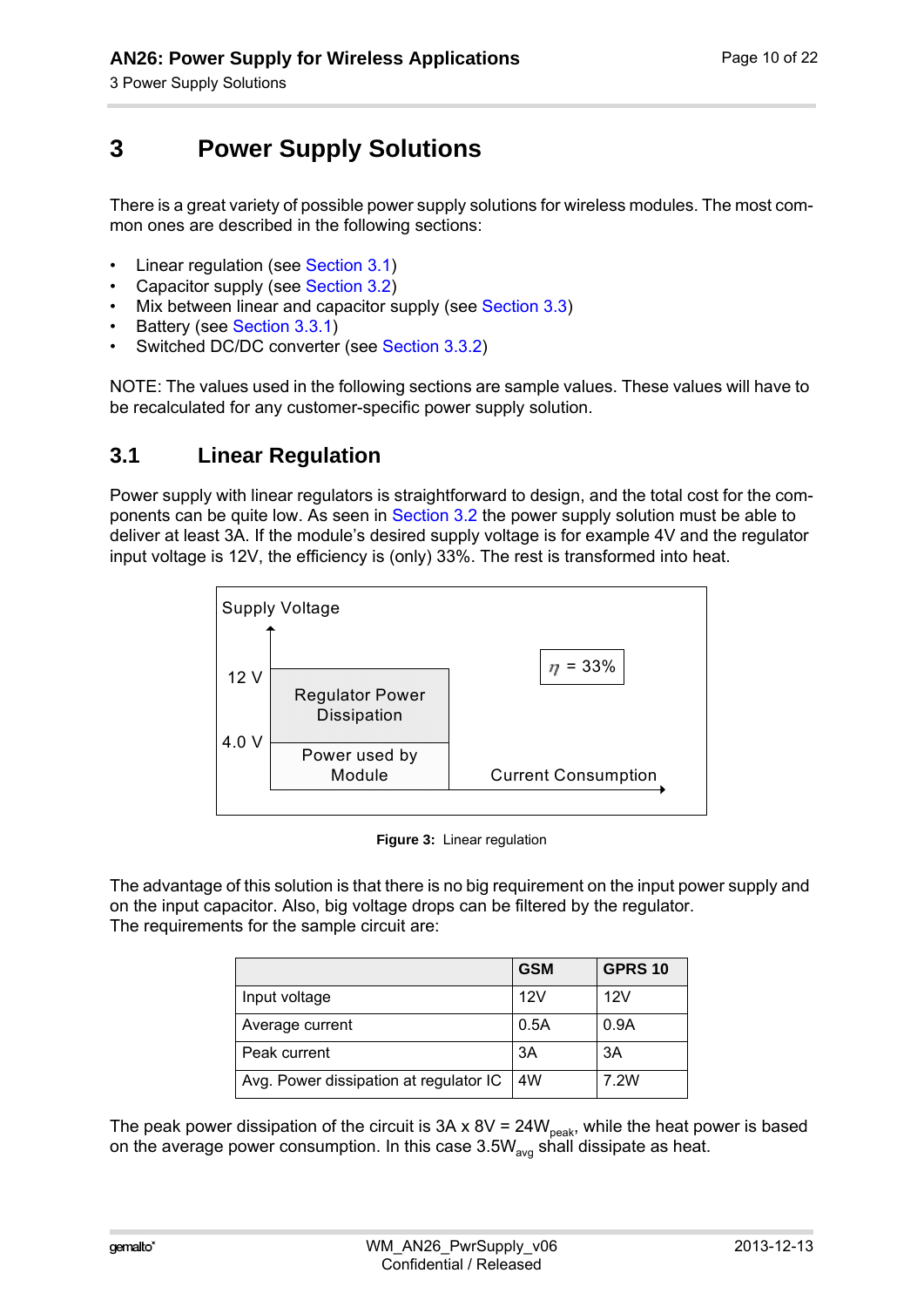# 3 Power Supply Solutions

There is a great variety of possible power supply solutions for wireless modules. The most common ones are described in the following sections:

- Linear regulation (see Section 3.1)
- Capacitor supply (see Section 3.2)
- Mix between linear and capacitor supply (see Section 3.3)
- Battery (see Section 3.3.1)
- Switched DC/DC converter (see Section 3.3.2)

NOTE: The values used in the following sections are sample values. These values will have to be recalculated for any customer-specific power supply solution.

## 3.1 Linear Regulation

Power supply with linear regulators is straightforward to design, and the total cost for the components can be quite low. As seen in Section 3.2 the power supply solution must be able to deliver at least 3A. If the module's desired supply voltage is for example 4V and the regulator input voltage is 12V, the efficiency is (only) 33%. The rest is transformed into heat.

Supply Voltage

12 V

4.0 V

Regulator Power Dissipation

Power used by Module

$\eta$ = 33%

Current Consumption

**Figure 3:** Linear regulation

The advantage of this solution is that there is no big requirement on the input power supply and on the input capacitor. Also, big voltage drops can be filtered by the regulator.
The requirements for the sample circuit are:

| | GSM | GPRS 10 |
|---|---|---|
| Input voltage | 12V | 12V |
| Average current | 0.5A | 0.9A |
| Peak current | 3A | 3A |
| Avg. Power dissipation at regulator IC | 4W | 7.2W |

The peak power dissipation of the circuit is 3A x 8V = $24W_{peak}$, while the heat power is based on the average power consumption. In this case $3.5W_{avg}$ shall dissipate as heat.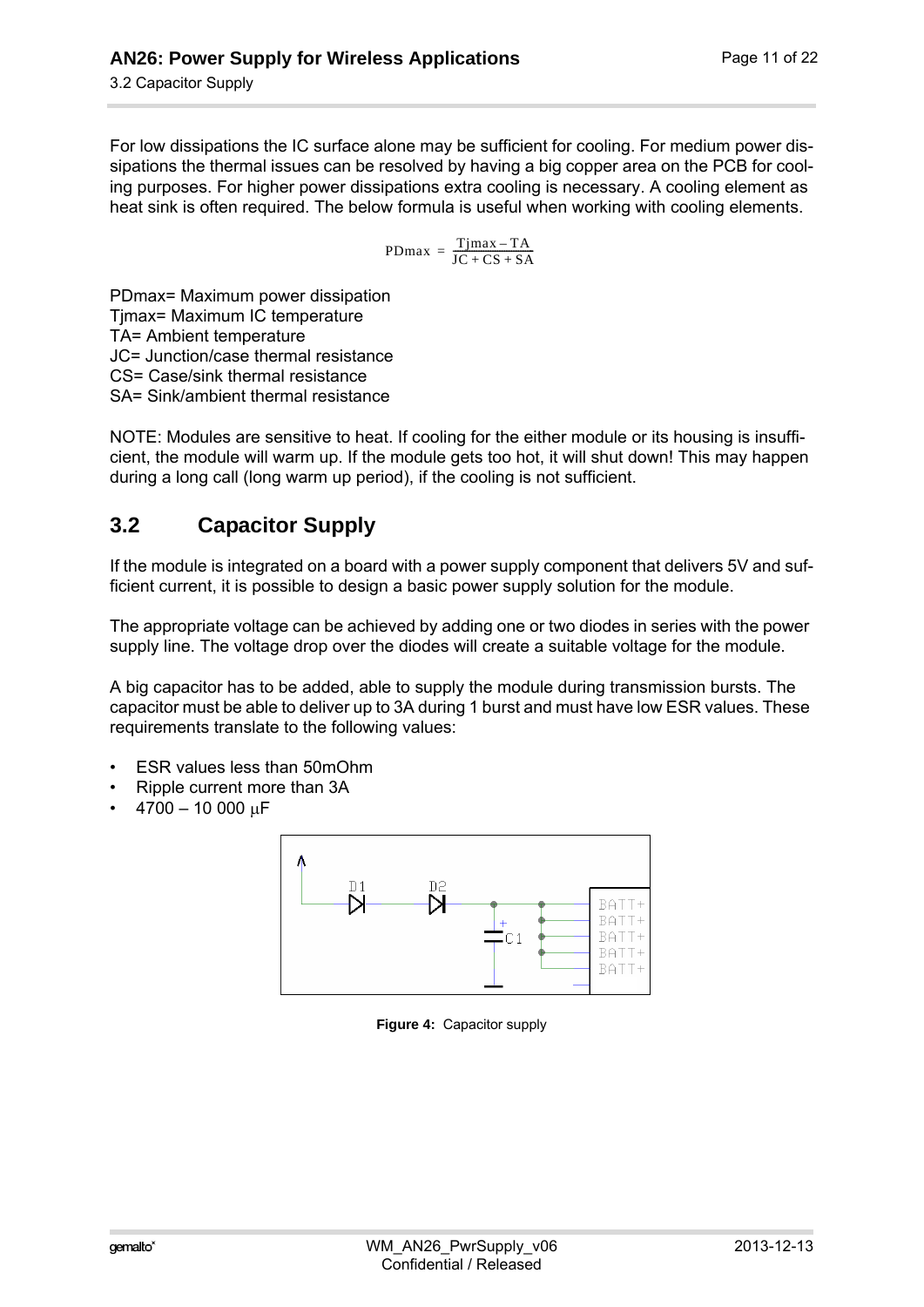For low dissipations the IC surface alone may be sufficient for cooling. For medium power dissipations the thermal issues can be resolved by having a big copper area on the PCB for cooling purposes. For higher power dissipations extra cooling is necessary. A cooling element as heat sink is often required. The below formula is useful when working with cooling elements.

$$PDmax = \frac{Tjmax - TA}{JC + CS + SA}$$

PDmax= Maximum power dissipation
Tjmax= Maximum IC temperature
TA= Ambient temperature
JC= Junction/case thermal resistance
CS= Case/sink thermal resistance
SA= Sink/ambient thermal resistance

NOTE: Modules are sensitive to heat. If cooling for the either module or its housing is insufficient, the module will warm up. If the module gets too hot, it will shut down! This may happen during a long call (long warm up period), if the cooling is not sufficient.

## 3.2 Capacitor Supply

If the module is integrated on a board with a power supply component that delivers 5V and sufficient current, it is possible to design a basic power supply solution for the module.

The appropriate voltage can be achieved by adding one or two diodes in series with the power supply line. The voltage drop over the diodes will create a suitable voltage for the module.

A big capacitor has to be added, able to supply the module during transmission bursts. The capacitor must be able to deliver up to 3A during 1 burst and must have low ESR values. These requirements translate to the following values:

- ESR values less than 50mOhm
- Ripple current more than 3A
- 4700 – 10 000 µF

**Figure 4:** Capacitor supply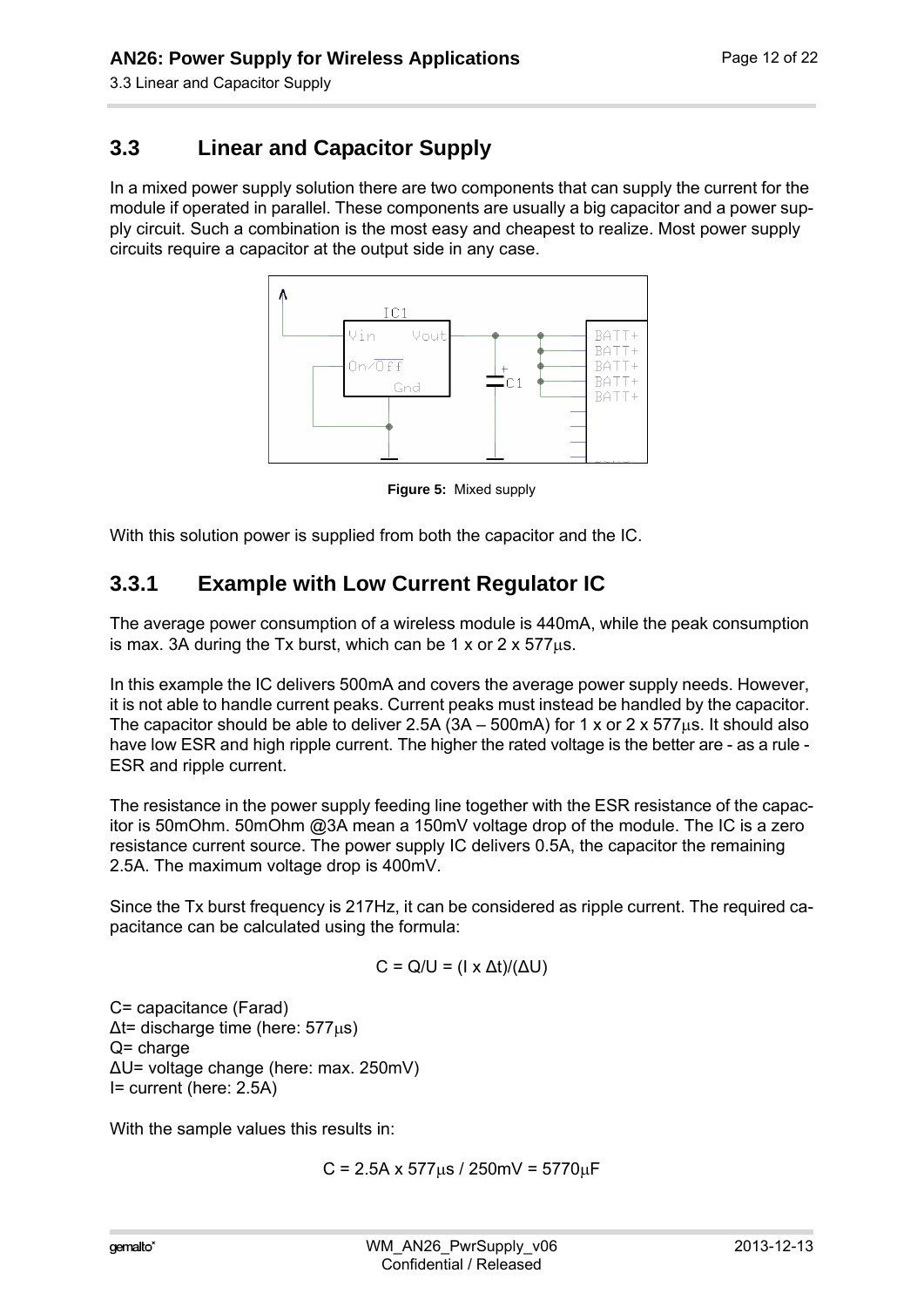## 3.3 Linear and Capacitor Supply

In a mixed power supply solution there are two components that can supply the current for the module if operated in parallel. These components are usually a big capacitor and a power supply circuit. Such a combination is the most easy and cheapest to realize. Most power supply circuits require a capacitor at the output side in any case.

**Figure 5:** Mixed supply

With this solution power is supplied from both the capacitor and the IC.

### 3.3.1 Example with Low Current Regulator IC

The average power consumption of a wireless module is 440mA, while the peak consumption is max. 3A during the Tx burst, which can be 1 x or 2 x 577µs.

In this example the IC delivers 500mA and covers the average power supply needs. However, it is not able to handle current peaks. Current peaks must instead be handled by the capacitor. The capacitor should be able to deliver 2.5A (3A – 500mA) for 1 x or 2 x 577µs. It should also have low ESR and high ripple current. The higher the rated voltage is the better are - as a rule - ESR and ripple current.

The resistance in the power supply feeding line together with the ESR resistance of the capacitor is 50mOhm. 50mOhm @3A mean a 150mV voltage drop of the module. The IC is a zero resistance current source. The power supply IC delivers 0.5A, the capacitor the remaining 2.5A. The maximum voltage drop is 400mV.

Since the Tx burst frequency is 217Hz, it can be considered as ripple current. The required capacitance can be calculated using the formula:

$$C = Q/U = (I \times \Delta t)/(\Delta U)$$

C= capacitance (Farad)
Δt= discharge time (here: 577µs)
Q= charge
ΔU= voltage change (here: max. 250mV)
I= current (here: 2.5A)

With the sample values this results in:

$$C = 2.5A \times 577\mu s / 250mV = 5770\mu F$$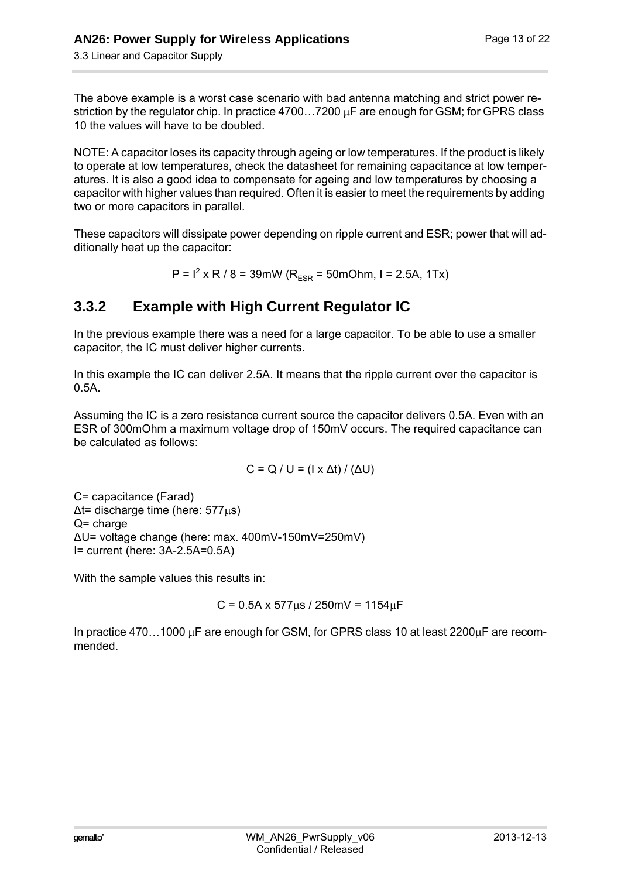The above example is a worst case scenario with bad antenna matching and strict power restriction by the regulator chip. In practice 4700…7200 μF are enough for GSM; for GPRS class 10 the values will have to be doubled.

NOTE: A capacitor loses its capacity through ageing or low temperatures. If the product is likely to operate at low temperatures, check the datasheet for remaining capacitance at low temperatures. It is also a good idea to compensate for ageing and low temperatures by choosing a capacitor with higher values than required. Often it is easier to meet the requirements by adding two or more capacitors in parallel.

These capacitors will dissipate power depending on ripple current and ESR; power that will additionally heat up the capacitor:

$$P = I^2 \times R / 8 = 39\text{mW} \ (R_{ESR} = 50\text{mOhm}, I = 2.5\text{A}, 1\text{Tx})$$

### 3.3.2 Example with High Current Regulator IC

In the previous example there was a need for a large capacitor. To be able to use a smaller capacitor, the IC must deliver higher currents.

In this example the IC can deliver 2.5A. It means that the ripple current over the capacitor is 0.5A.

Assuming the IC is a zero resistance current source the capacitor delivers 0.5A. Even with an ESR of 300mOhm a maximum voltage drop of 150mV occurs. The required capacitance can be calculated as follows:

$$C = Q / U = (I \times \Delta t) / (\Delta U)$$

C= capacitance (Farad)
$\Delta t$= discharge time (here: 577μs)
Q= charge
$\Delta U$= voltage change (here: max. 400mV-150mV=250mV)
I= current (here: 3A-2.5A=0.5A)

With the sample values this results in:

$$C = 0.5\text{A} \times 577\mu\text{s} / 250\text{mV} = 1154\mu\text{F}$$

In practice 470…1000 μF are enough for GSM, for GPRS class 10 at least 2200μF are recommended.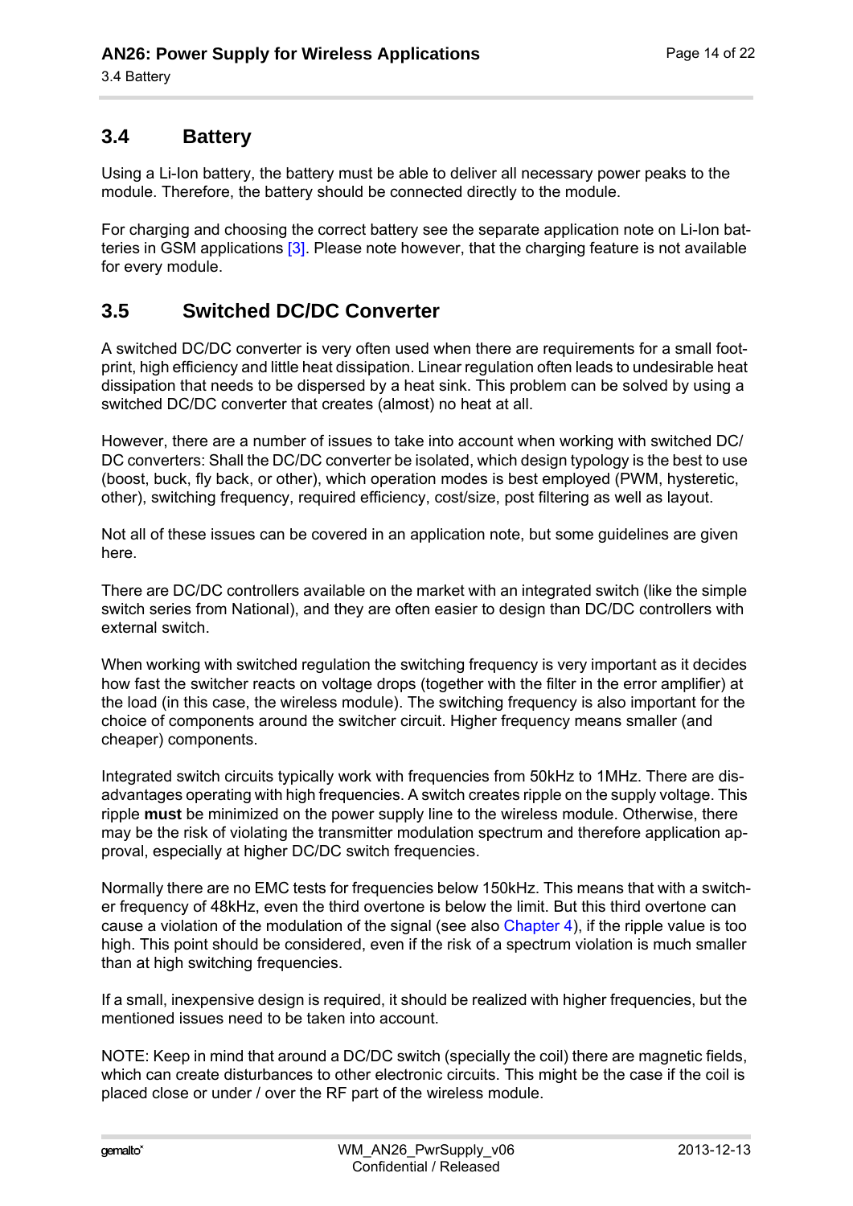## 3.4 Battery

Using a Li-Ion battery, the battery must be able to deliver all necessary power peaks to the module. Therefore, the battery should be connected directly to the module.

For charging and choosing the correct battery see the separate application note on Li-Ion batteries in GSM applications [3]. Please note however, that the charging feature is not available for every module.

## 3.5 Switched DC/DC Converter

A switched DC/DC converter is very often used when there are requirements for a small footprint, high efficiency and little heat dissipation. Linear regulation often leads to undesirable heat dissipation that needs to be dispersed by a heat sink. This problem can be solved by using a switched DC/DC converter that creates (almost) no heat at all.

However, there are a number of issues to take into account when working with switched DC/DC converters: Shall the DC/DC converter be isolated, which design typology is the best to use (boost, buck, fly back, or other), which operation modes is best employed (PWM, hysteretic, other), switching frequency, required efficiency, cost/size, post filtering as well as layout.

Not all of these issues can be covered in an application note, but some guidelines are given here.

There are DC/DC controllers available on the market with an integrated switch (like the simple switch series from National), and they are often easier to design than DC/DC controllers with external switch.

When working with switched regulation the switching frequency is very important as it decides how fast the switcher reacts on voltage drops (together with the filter in the error amplifier) at the load (in this case, the wireless module). The switching frequency is also important for the choice of components around the switcher circuit. Higher frequency means smaller (and cheaper) components.

Integrated switch circuits typically work with frequencies from 50kHz to 1MHz. There are disadvantages operating with high frequencies. A switch creates ripple on the supply voltage. This ripple **must** be minimized on the power supply line to the wireless module. Otherwise, there may be the risk of violating the transmitter modulation spectrum and therefore application approval, especially at higher DC/DC switch frequencies.

Normally there are no EMC tests for frequencies below 150kHz. This means that with a switcher frequency of 48kHz, even the third overtone is below the limit. But this third overtone can cause a violation of the modulation of the signal (see also Chapter 4), if the ripple value is too high. This point should be considered, even if the risk of a spectrum violation is much smaller than at high switching frequencies.

If a small, inexpensive design is required, it should be realized with higher frequencies, but the mentioned issues need to be taken into account.

NOTE: Keep in mind that around a DC/DC switch (specially the coil) there are magnetic fields, which can create disturbances to other electronic circuits. This might be the case if the coil is placed close or under / over the RF part of the wireless module.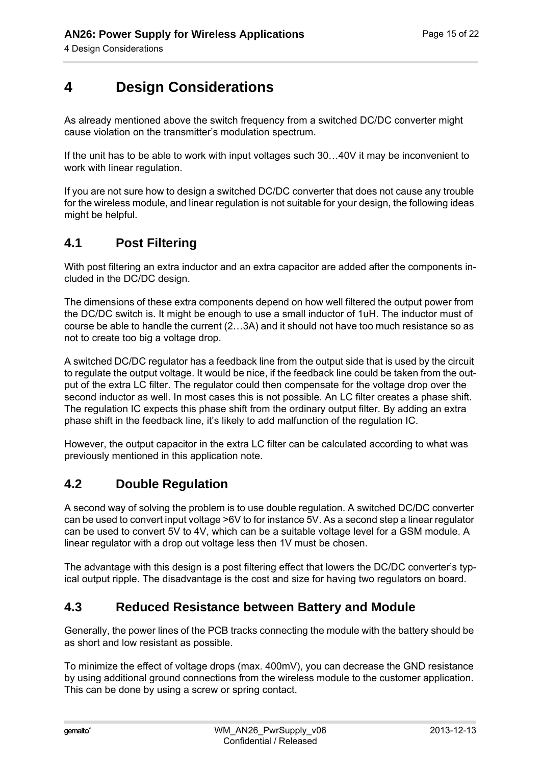# 4 Design Considerations

As already mentioned above the switch frequency from a switched DC/DC converter might cause violation on the transmitter's modulation spectrum.

If the unit has to be able to work with input voltages such 30…40V it may be inconvenient to work with linear regulation.

If you are not sure how to design a switched DC/DC converter that does not cause any trouble for the wireless module, and linear regulation is not suitable for your design, the following ideas might be helpful.

## 4.1 Post Filtering

With post filtering an extra inductor and an extra capacitor are added after the components included in the DC/DC design.

The dimensions of these extra components depend on how well filtered the output power from the DC/DC switch is. It might be enough to use a small inductor of 1uH. The inductor must of course be able to handle the current (2…3A) and it should not have too much resistance so as not to create too big a voltage drop.

A switched DC/DC regulator has a feedback line from the output side that is used by the circuit to regulate the output voltage. It would be nice, if the feedback line could be taken from the output of the extra LC filter. The regulator could then compensate for the voltage drop over the second inductor as well. In most cases this is not possible. An LC filter creates a phase shift. The regulation IC expects this phase shift from the ordinary output filter. By adding an extra phase shift in the feedback line, it's likely to add malfunction of the regulation IC.

However, the output capacitor in the extra LC filter can be calculated according to what was previously mentioned in this application note.

## 4.2 Double Regulation

A second way of solving the problem is to use double regulation. A switched DC/DC converter can be used to convert input voltage >6V to for instance 5V. As a second step a linear regulator can be used to convert 5V to 4V, which can be a suitable voltage level for a GSM module. A linear regulator with a drop out voltage less then 1V must be chosen.

The advantage with this design is a post filtering effect that lowers the DC/DC converter's typical output ripple. The disadvantage is the cost and size for having two regulators on board.

## 4.3 Reduced Resistance between Battery and Module

Generally, the power lines of the PCB tracks connecting the module with the battery should be as short and low resistant as possible.

To minimize the effect of voltage drops (max. 400mV), you can decrease the GND resistance by using additional ground connections from the wireless module to the customer application. This can be done by using a screw or spring contact.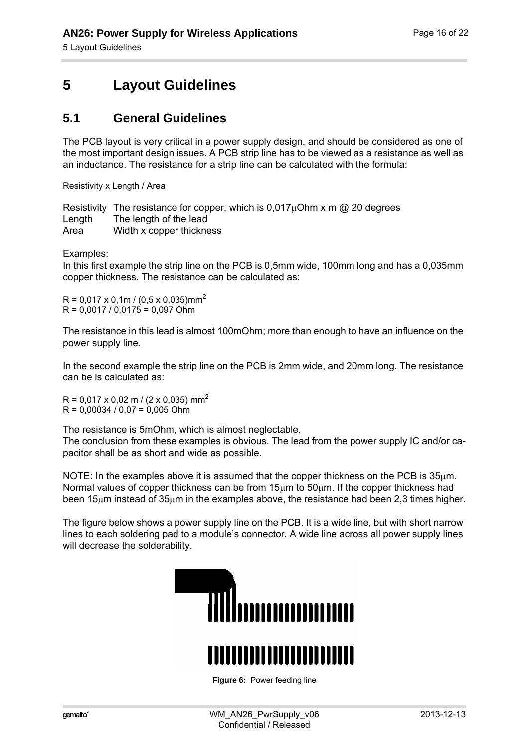# 5 Layout Guidelines

## 5.1 General Guidelines

The PCB layout is very critical in a power supply design, and should be considered as one of the most important design issues. A PCB strip line has to be viewed as a resistance as well as an inductance. The resistance for a strip line can be calculated with the formula:

Resistivity x Length / Area

| | |
|---|---|
| Resistivity | The resistance for copper, which is 0,017$\mu$Ohm x m @ 20 degrees |
| Length | The length of the lead |
| Area | Width x copper thickness |

Examples:
In this first example the strip line on the PCB is 0,5mm wide, 100mm long and has a 0,035mm copper thickness. The resistance can be calculated as:

R = 0,017 x 0,1m / (0,5 x 0,035)mm$^2$
R = 0,0017 / 0,0175 = 0,097 Ohm

The resistance in this lead is almost 100mOhm; more than enough to have an influence on the power supply line.

In the second example the strip line on the PCB is 2mm wide, and 20mm long. The resistance can be is calculated as:

R = 0,017 x 0,02 m / (2 x 0,035) mm$^2$
R = 0,00034 / 0,07 = 0,005 Ohm

The resistance is 5mOhm, which is almost neglectable.
The conclusion from these examples is obvious. The lead from the power supply IC and/or capacitor shall be as short and wide as possible.

NOTE: In the examples above it is assumed that the copper thickness on the PCB is 35$\mu$m. Normal values of copper thickness can be from 15$\mu$m to 50$\mu$m. If the copper thickness had been 15$\mu$m instead of 35$\mu$m in the examples above, the resistance had been 2,3 times higher.

The figure below shows a power supply line on the PCB. It is a wide line, but with short narrow lines to each soldering pad to a module's connector. A wide line across all power supply lines will decrease the solderability.

**Figure 6:** Power feeding line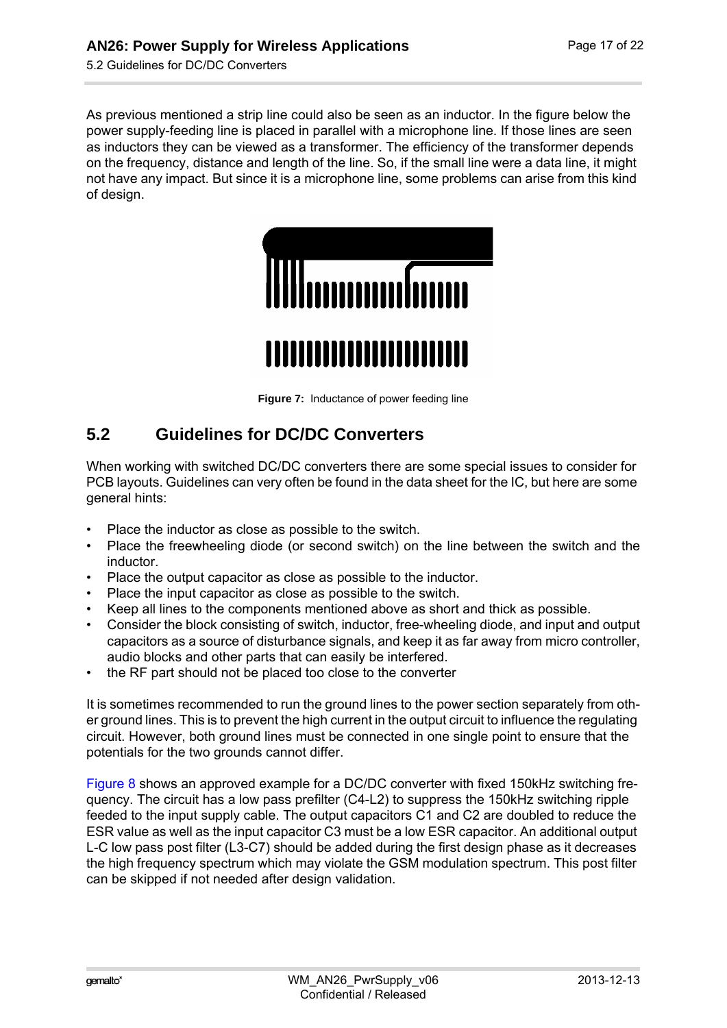As previous mentioned a strip line could also be seen as an inductor. In the figure below the power supply-feeding line is placed in parallel with a microphone line. If those lines are seen as inductors they can be viewed as a transformer. The efficiency of the transformer depends on the frequency, distance and length of the line. So, if the small line were a data line, it might not have any impact. But since it is a microphone line, some problems can arise from this kind of design.

**Figure 7:** Inductance of power feeding line

## 5.2 Guidelines for DC/DC Converters

When working with switched DC/DC converters there are some special issues to consider for PCB layouts. Guidelines can very often be found in the data sheet for the IC, but here are some general hints:

- Place the inductor as close as possible to the switch.
- Place the freewheeling diode (or second switch) on the line between the switch and the inductor.
- Place the output capacitor as close as possible to the inductor.
- Place the input capacitor as close as possible to the switch.
- Keep all lines to the components mentioned above as short and thick as possible.
- Consider the block consisting of switch, inductor, free-wheeling diode, and input and output capacitors as a source of disturbance signals, and keep it as far away from micro controller, audio blocks and other parts that can easily be interfered.
- the RF part should not be placed too close to the converter

It is sometimes recommended to run the ground lines to the power section separately from other ground lines. This is to prevent the high current in the output circuit to influence the regulating circuit. However, both ground lines must be connected in one single point to ensure that the potentials for the two grounds cannot differ.

Figure 8 shows an approved example for a DC/DC converter with fixed 150kHz switching frequency. The circuit has a low pass prefilter (C4-L2) to suppress the 150kHz switching ripple feeded to the input supply cable. The output capacitors C1 and C2 are doubled to reduce the ESR value as well as the input capacitor C3 must be a low ESR capacitor. An additional output L-C low pass post filter (L3-C7) should be added during the first design phase as it decreases the high frequency spectrum which may violate the GSM modulation spectrum. This post filter can be skipped if not needed after design validation.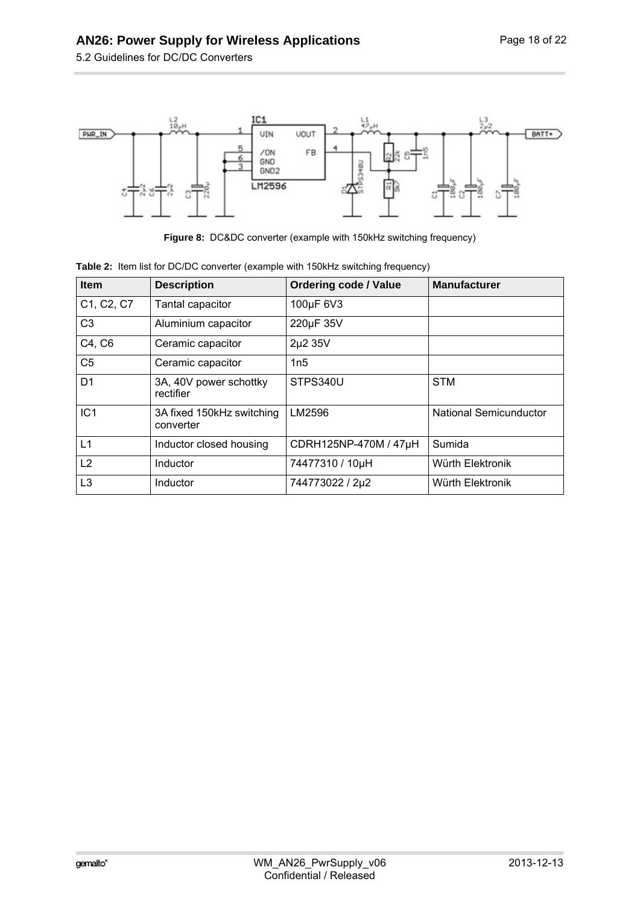**Figure 8:** DC&DC converter (example with 150kHz switching frequency)

**Table 2:** Item list for DC/DC converter (example with 150kHz switching frequency)

| Item | Description | Ordering code / Value | Manufacturer |
|---|---|---|---|
| C1, C2, C7 | Tantal capacitor | 100µF 6V3 | |
| C3 | Aluminium capacitor | 220µF 35V | |
| C4, C6 | Ceramic capacitor | 2µ2 35V | |
| C5 | Ceramic capacitor | 1n5 | |
| D1 | 3A, 40V power schottky rectifier | STPS340U | STM |
| IC1 | 3A fixed 150kHz switching converter | LM2596 | National Semicunductor |
| L1 | Inductor closed housing | CDRH125NP-470M / 47µH | Sumida |
| L2 | Inductor | 74477310 / 10µH | Würth Elektronik |
| L3 | Inductor | 744773022 / 2µ2 | Würth Elektronik |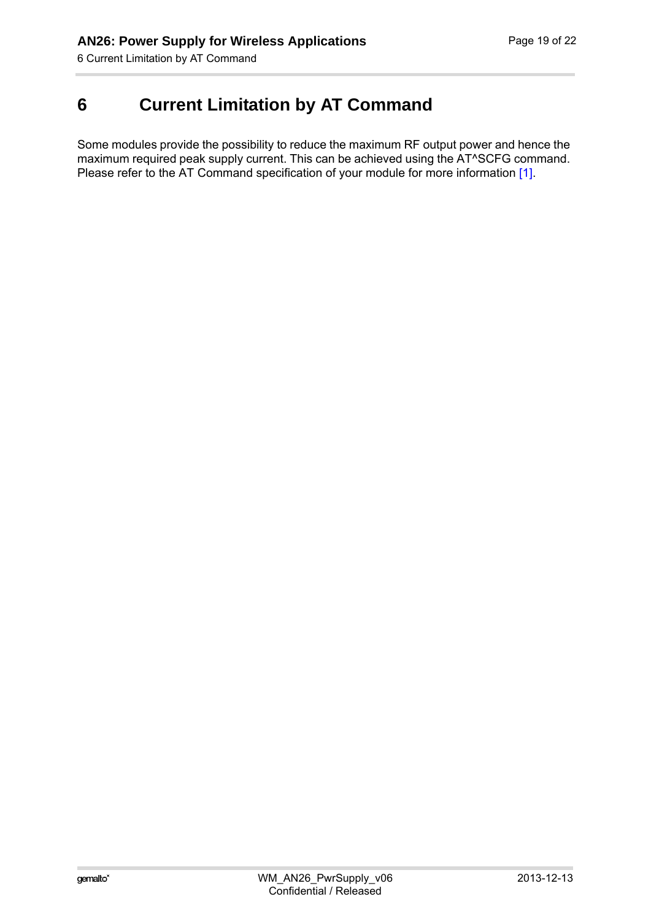# 6 Current Limitation by AT Command

Some modules provide the possibility to reduce the maximum RF output power and hence the maximum required peak supply current. This can be achieved using the AT^SCFG command. Please refer to the AT Command specification of your module for more information [1].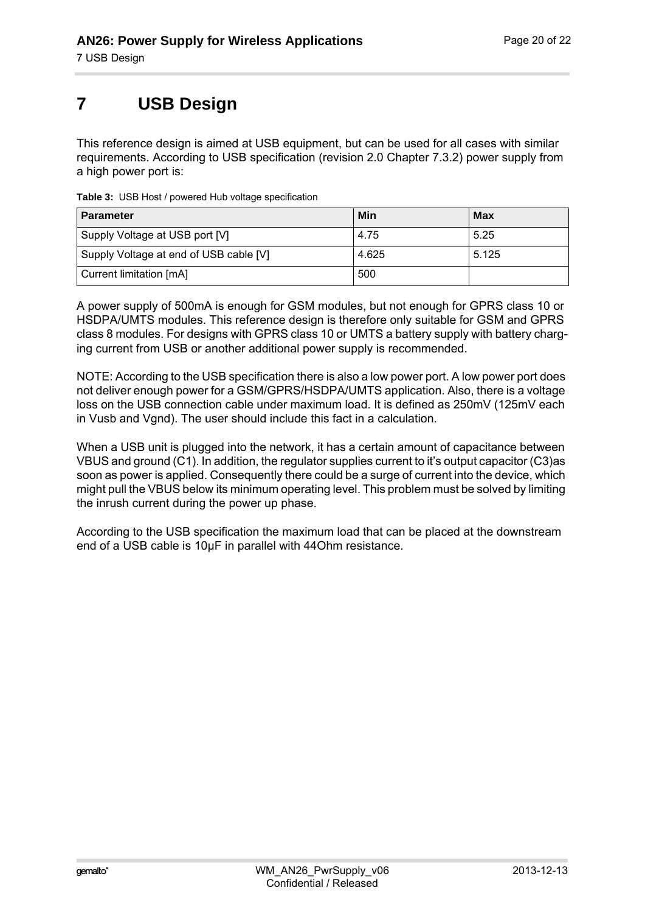# 7 USB Design

This reference design is aimed at USB equipment, but can be used for all cases with similar requirements. According to USB specification (revision 2.0 Chapter 7.3.2) power supply from a high power port is:

**Table 3:** USB Host / powered Hub voltage specification

| Parameter | Min | Max |
|---|---|---|
| Supply Voltage at USB port [V] | 4.75 | 5.25 |
| Supply Voltage at end of USB cable [V] | 4.625 | 5.125 |
| Current limitation [mA] | 500 | |

A power supply of 500mA is enough for GSM modules, but not enough for GPRS class 10 or HSDPA/UMTS modules. This reference design is therefore only suitable for GSM and GPRS class 8 modules. For designs with GPRS class 10 or UMTS a battery supply with battery charging current from USB or another additional power supply is recommended.

NOTE: According to the USB specification there is also a low power port. A low power port does not deliver enough power for a GSM/GPRS/HSDPA/UMTS application. Also, there is a voltage loss on the USB connection cable under maximum load. It is defined as 250mV (125mV each in Vusb and Vgnd). The user should include this fact in a calculation.

When a USB unit is plugged into the network, it has a certain amount of capacitance between VBUS and ground (C1). In addition, the regulator supplies current to it's output capacitor (C3)as soon as power is applied. Consequently there could be a surge of current into the device, which might pull the VBUS below its minimum operating level. This problem must be solved by limiting the inrush current during the power up phase.

According to the USB specification the maximum load that can be placed at the downstream end of a USB cable is 10µF in parallel with 44Ohm resistance.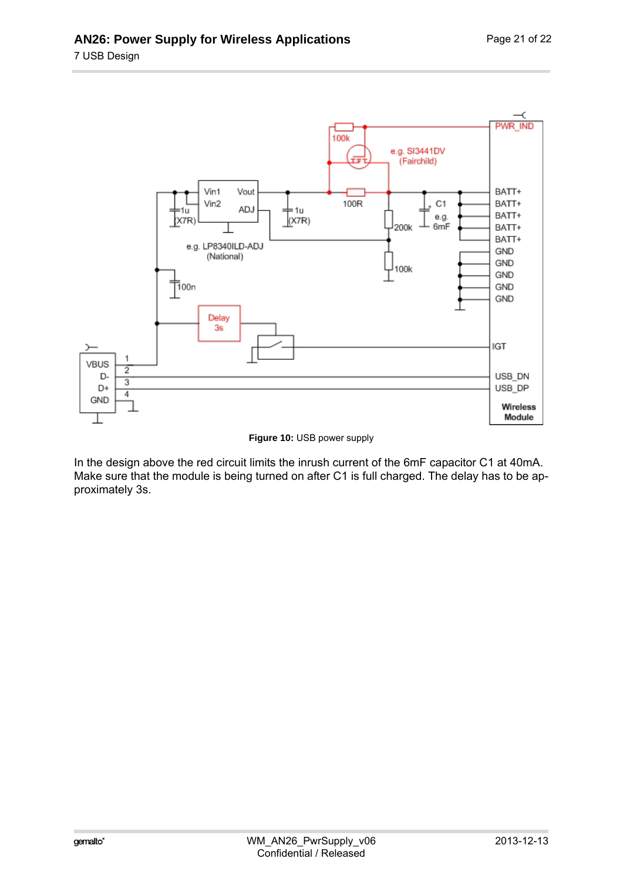**Figure 10:** USB power supply

In the design above the red circuit limits the inrush current of the 6mF capacitor C1 at 40mA. Make sure that the module is being turned on after C1 is full charged. The delay has to be approximately 3s.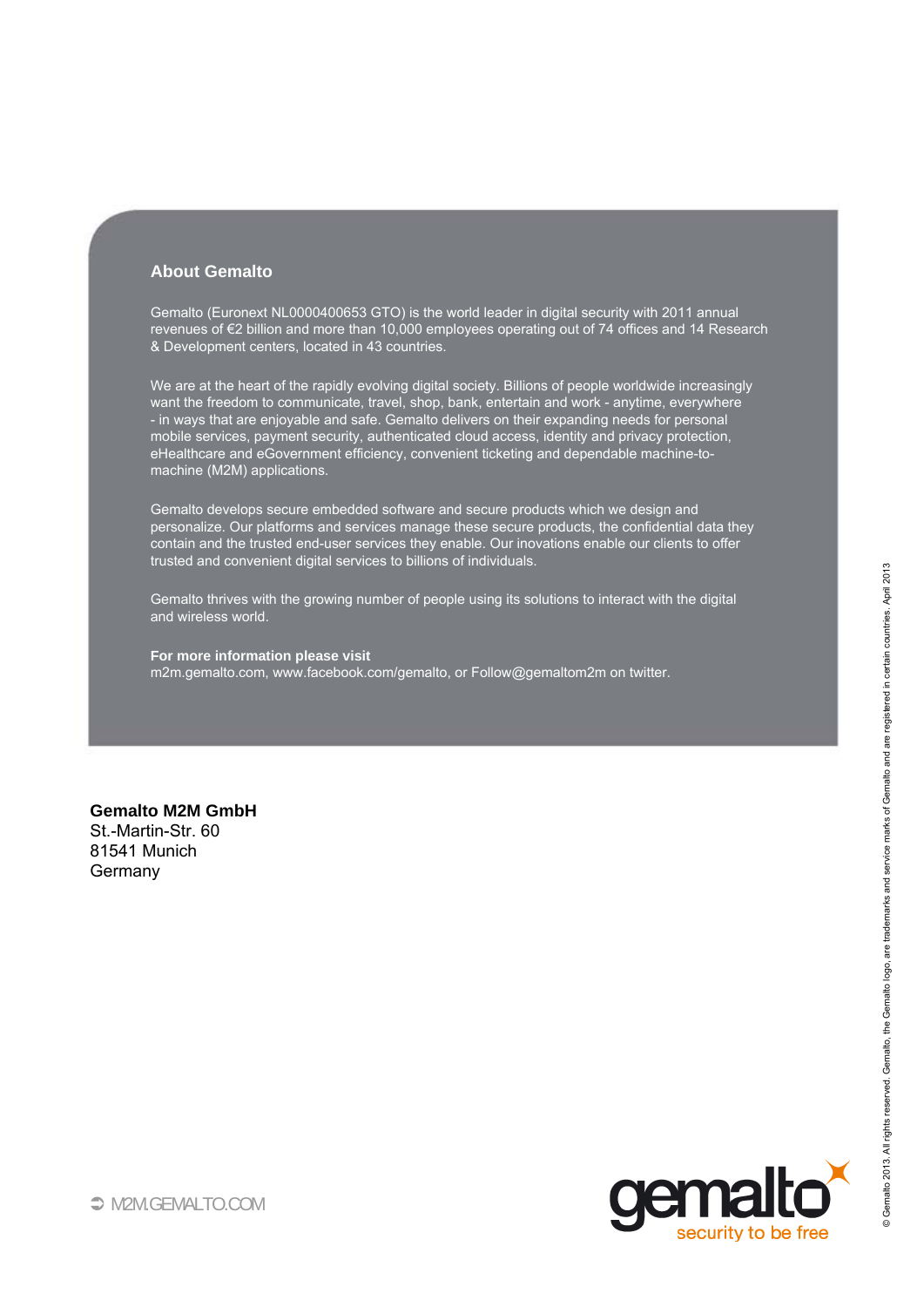## About Gemalto

Gemalto (Euronext NL0000400653 GTO) is the world leader in digital security with 2011 annual revenues of €2 billion and more than 10,000 employees operating out of 74 offices and 14 Research & Development centers, located in 43 countries.

We are at the heart of the rapidly evolving digital society. Billions of people worldwide increasingly want the freedom to communicate, travel, shop, bank, entertain and work - anytime, everywhere - in ways that are enjoyable and safe. Gemalto delivers on their expanding needs for personal mobile services, payment security, authenticated cloud access, identity and privacy protection, eHealthcare and eGovernment efficiency, convenient ticketing and dependable machine-to-machine (M2M) applications.

Gemalto develops secure embedded software and secure products which we design and personalize. Our platforms and services manage these secure products, the confidential data they contain and the trusted end-user services they enable. Our inovations enable our clients to offer trusted and convenient digital services to billions of individuals.

Gemalto thrives with the growing number of people using its solutions to interact with the digital and wireless world.

**For more information please visit**
m2m.gemalto.com, www.facebook.com/gemalto, or Follow@gemaltom2m on twitter.

**Gemalto M2M GmbH**
St.-Martin-Str. 60
81541 Munich
Germany

M2M.GEMALTO.COM

gemalto
security to be free

© Gemalto 2013. All rights reserved. Gemalto, the Gemalto logo, are trademarks and service marks of Gemalto and are registered in certain countries. April 2013